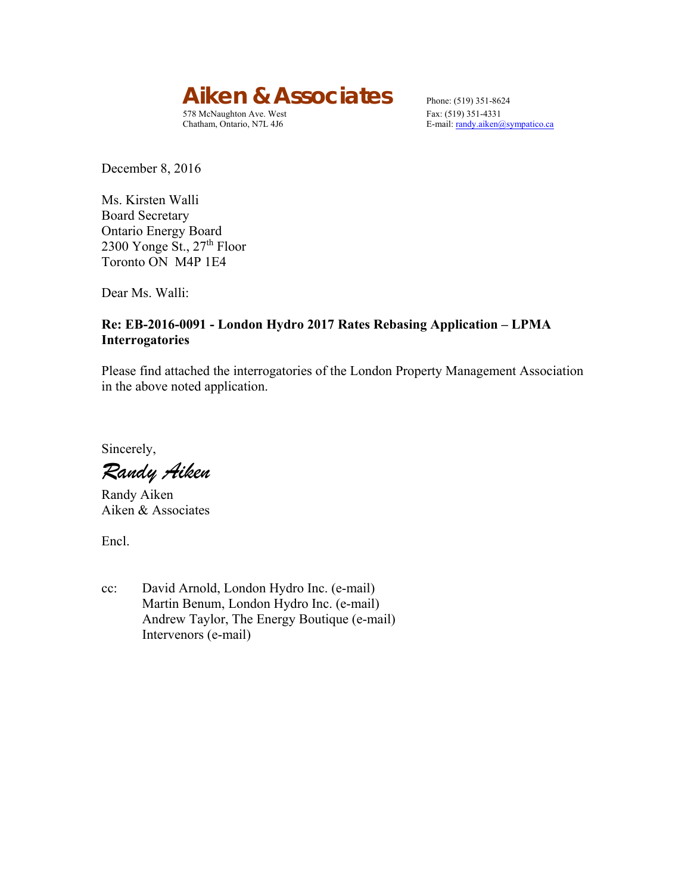# Aiken & Associates

578 McNaughton Ave. West
Chatham, Ontario, N7L 4J6

Phone: (519) 351-8624
Fax: (519) 351-4331
E-mail: randy.aiken@sympatico.ca

December 8, 2016

Ms. Kirsten Walli
Board Secretary
Ontario Energy Board
2300 Yonge St., 27th Floor
Toronto ON M4P 1E4

Dear Ms. Walli:

**Re: EB-2016-0091 - London Hydro 2017 Rates Rebasing Application – LPMA Interrogatories**

Please find attached the interrogatories of the London Property Management Association in the above noted application.

Sincerely,

*Randy Aiken*

Randy Aiken
Aiken & Associates

Encl.

cc: David Arnold, London Hydro Inc. (e-mail)
Martin Benum, London Hydro Inc. (e-mail)
Andrew Taylor, The Energy Boutique (e-mail)
Intervenors (e-mail)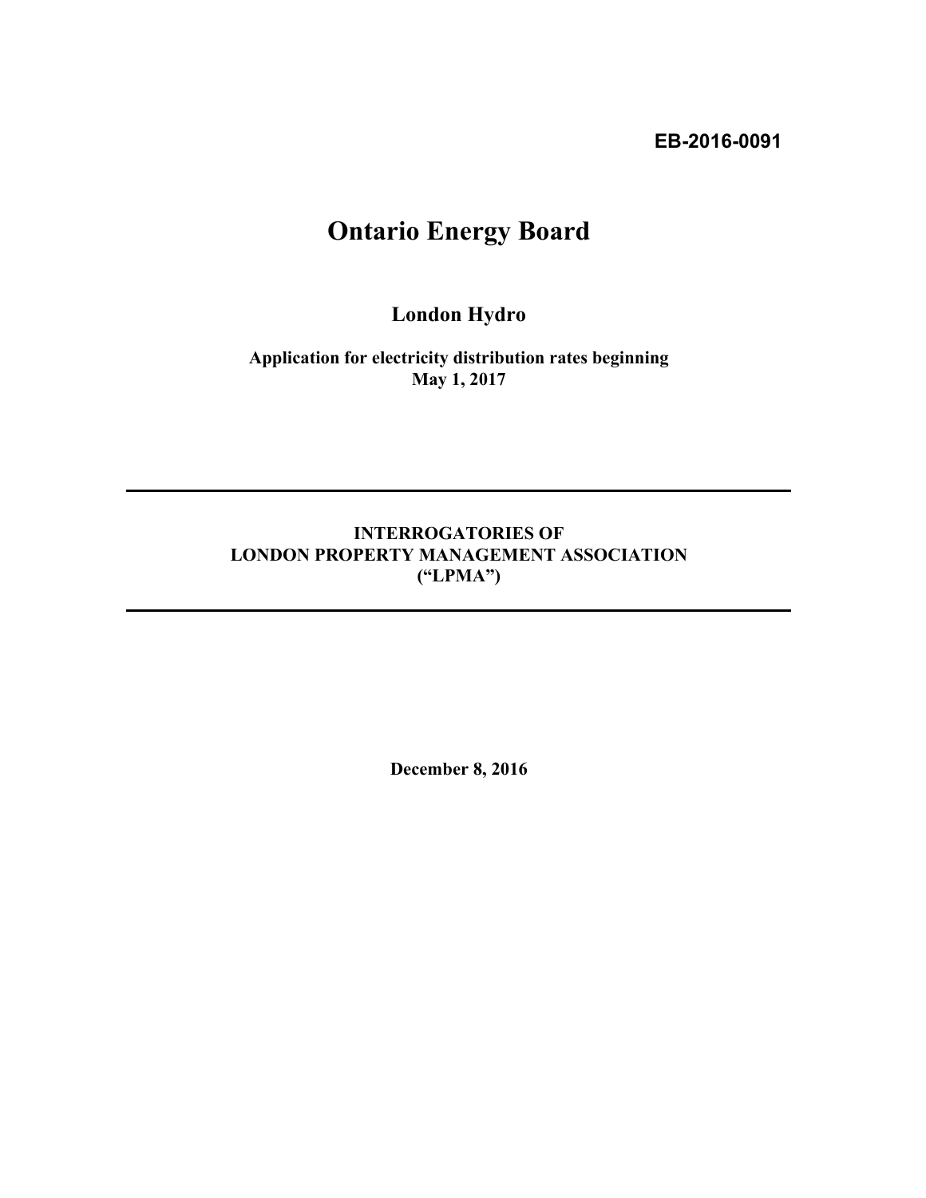**EB-2016-0091**

# Ontario Energy Board

## London Hydro

**Application for electricity distribution rates beginning May 1, 2017**

---

**INTERROGATORIES OF**
**LONDON PROPERTY MANAGEMENT ASSOCIATION**
**("LPMA")**

---

**December 8, 2016**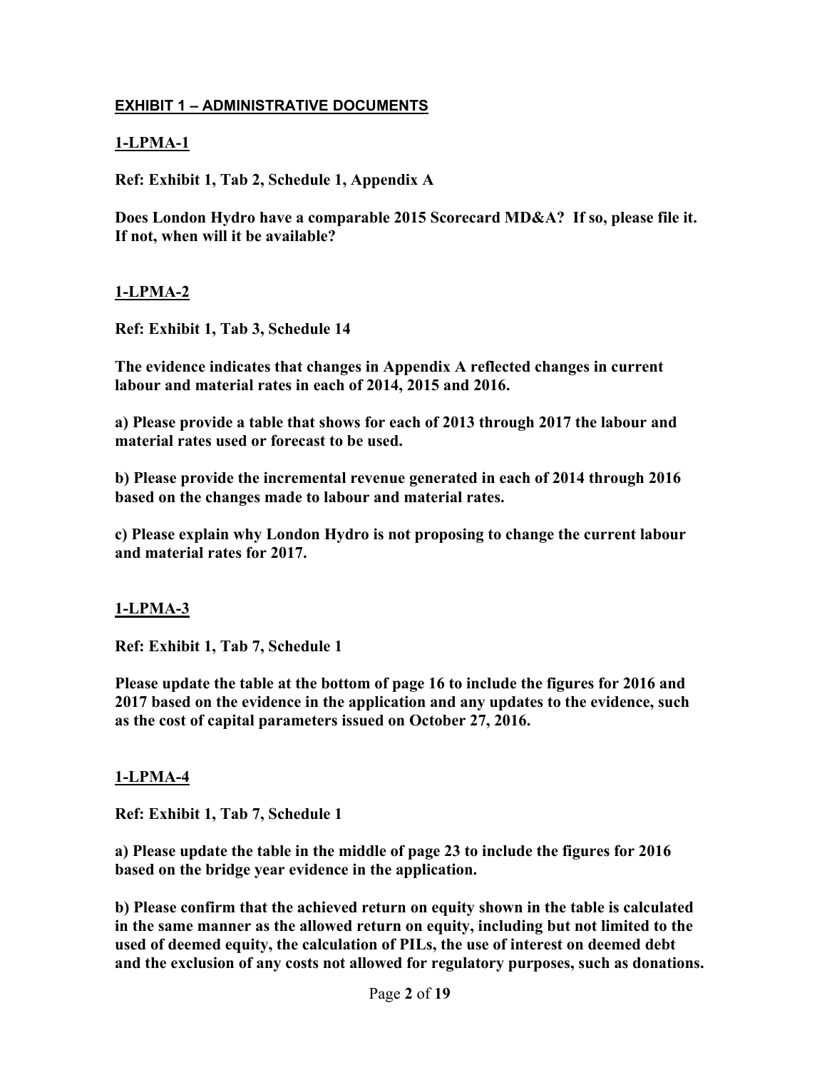## EXHIBIT 1 – ADMINISTRATIVE DOCUMENTS

### 1-LPMA-1

**Ref: Exhibit 1, Tab 2, Schedule 1, Appendix A**

**Does London Hydro have a comparable 2015 Scorecard MD&A? If so, please file it. If not, when will it be available?**

### 1-LPMA-2

**Ref: Exhibit 1, Tab 3, Schedule 14**

**The evidence indicates that changes in Appendix A reflected changes in current labour and material rates in each of 2014, 2015 and 2016.**

**a) Please provide a table that shows for each of 2013 through 2017 the labour and material rates used or forecast to be used.**

**b) Please provide the incremental revenue generated in each of 2014 through 2016 based on the changes made to labour and material rates.**

**c) Please explain why London Hydro is not proposing to change the current labour and material rates for 2017.**

### 1-LPMA-3

**Ref: Exhibit 1, Tab 7, Schedule 1**

**Please update the table at the bottom of page 16 to include the figures for 2016 and 2017 based on the evidence in the application and any updates to the evidence, such as the cost of capital parameters issued on October 27, 2016.**

### 1-LPMA-4

**Ref: Exhibit 1, Tab 7, Schedule 1**

**a) Please update the table in the middle of page 23 to include the figures for 2016 based on the bridge year evidence in the application.**

**b) Please confirm that the achieved return on equity shown in the table is calculated in the same manner as the allowed return on equity, including but not limited to the used of deemed equity, the calculation of PILs, the use of interest on deemed debt and the exclusion of any costs not allowed for regulatory purposes, such as donations.**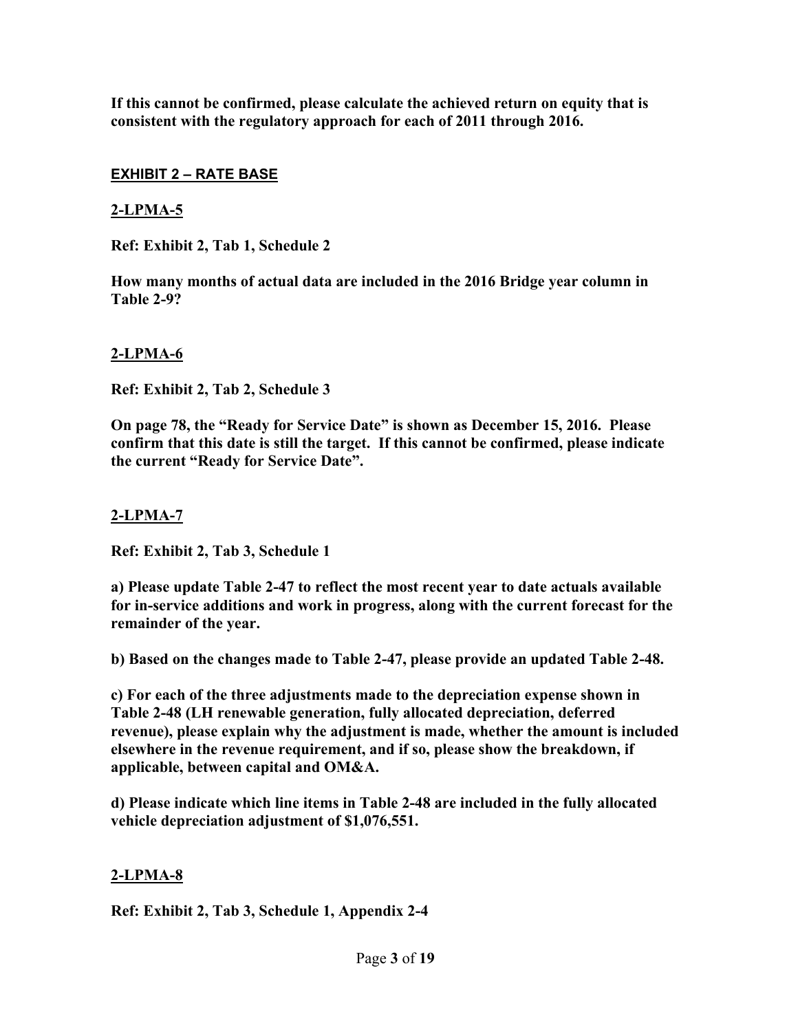**If this cannot be confirmed, please calculate the achieved return on equity that is consistent with the regulatory approach for each of 2011 through 2016.**

## EXHIBIT 2 – RATE BASE

### 2-LPMA-5

**Ref: Exhibit 2, Tab 1, Schedule 2**

**How many months of actual data are included in the 2016 Bridge year column in Table 2-9?**

### 2-LPMA-6

**Ref: Exhibit 2, Tab 2, Schedule 3**

**On page 78, the "Ready for Service Date" is shown as December 15, 2016. Please confirm that this date is still the target. If this cannot be confirmed, please indicate the current "Ready for Service Date".**

### 2-LPMA-7

**Ref: Exhibit 2, Tab 3, Schedule 1**

**a) Please update Table 2-47 to reflect the most recent year to date actuals available for in-service additions and work in progress, along with the current forecast for the remainder of the year.**

**b) Based on the changes made to Table 2-47, please provide an updated Table 2-48.**

**c) For each of the three adjustments made to the depreciation expense shown in Table 2-48 (LH renewable generation, fully allocated depreciation, deferred revenue), please explain why the adjustment is made, whether the amount is included elsewhere in the revenue requirement, and if so, please show the breakdown, if applicable, between capital and OM&A.**

**d) Please indicate which line items in Table 2-48 are included in the fully allocated vehicle depreciation adjustment of $1,076,551.**

### 2-LPMA-8

**Ref: Exhibit 2, Tab 3, Schedule 1, Appendix 2-4**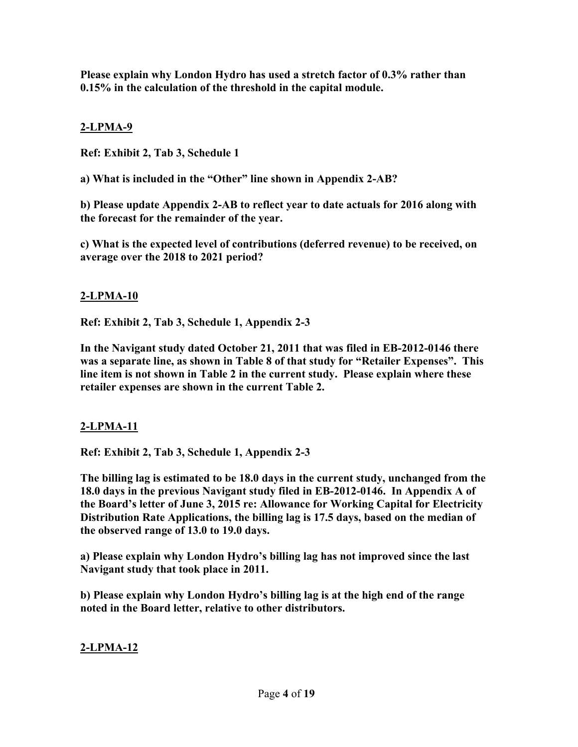**Please explain why London Hydro has used a stretch factor of 0.3% rather than 0.15% in the calculation of the threshold in the capital module.**

## 2-LPMA-9

**Ref: Exhibit 2, Tab 3, Schedule 1**

**a) What is included in the "Other" line shown in Appendix 2-AB?**

**b) Please update Appendix 2-AB to reflect year to date actuals for 2016 along with the forecast for the remainder of the year.**

**c) What is the expected level of contributions (deferred revenue) to be received, on average over the 2018 to 2021 period?**

## 2-LPMA-10

**Ref: Exhibit 2, Tab 3, Schedule 1, Appendix 2-3**

**In the Navigant study dated October 21, 2011 that was filed in EB-2012-0146 there was a separate line, as shown in Table 8 of that study for "Retailer Expenses". This line item is not shown in Table 2 in the current study. Please explain where these retailer expenses are shown in the current Table 2.**

## 2-LPMA-11

**Ref: Exhibit 2, Tab 3, Schedule 1, Appendix 2-3**

**The billing lag is estimated to be 18.0 days in the current study, unchanged from the 18.0 days in the previous Navigant study filed in EB-2012-0146. In Appendix A of the Board's letter of June 3, 2015 re: Allowance for Working Capital for Electricity Distribution Rate Applications, the billing lag is 17.5 days, based on the median of the observed range of 13.0 to 19.0 days.**

**a) Please explain why London Hydro's billing lag has not improved since the last Navigant study that took place in 2011.**

**b) Please explain why London Hydro's billing lag is at the high end of the range noted in the Board letter, relative to other distributors.**

## 2-LPMA-12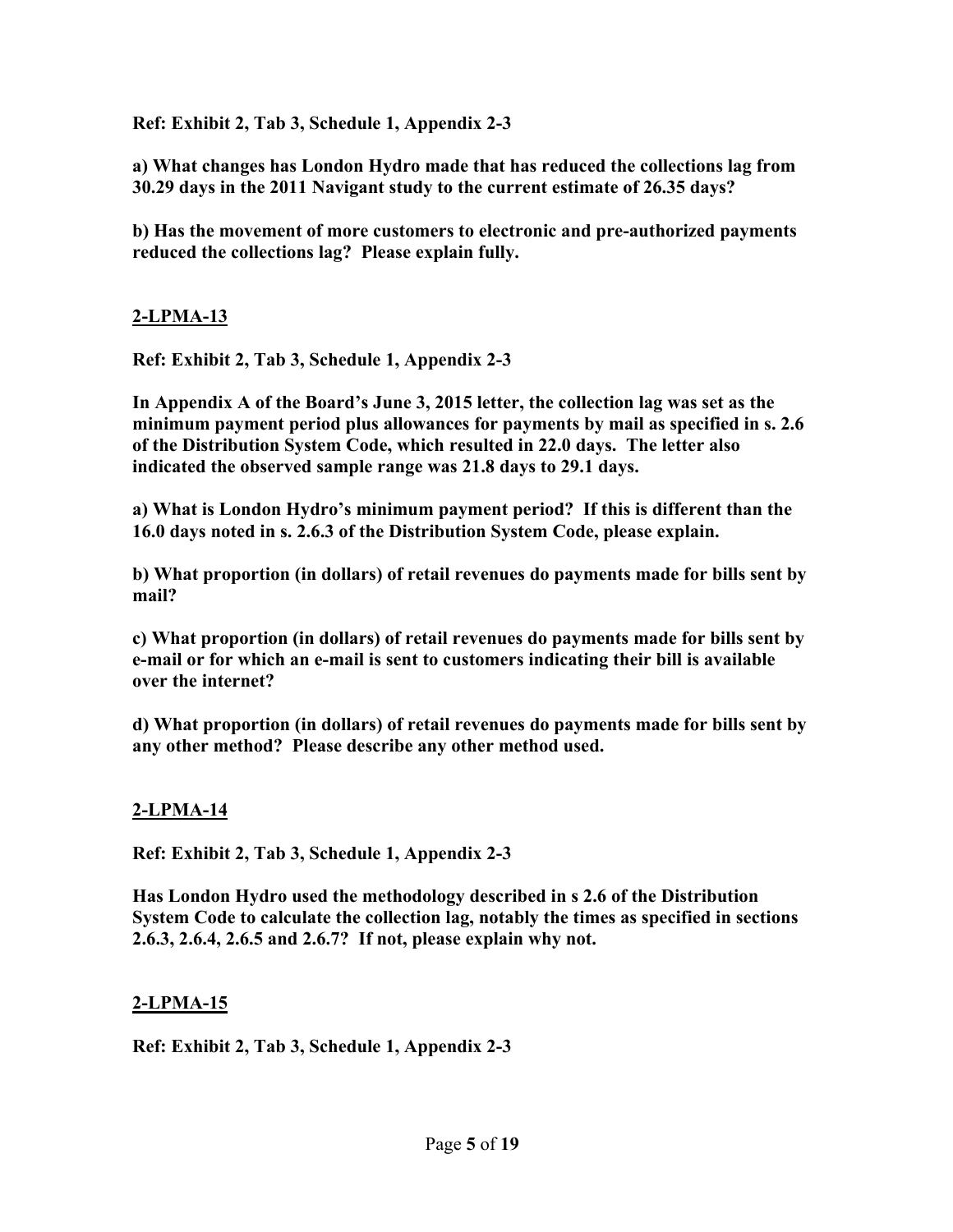**Ref: Exhibit 2, Tab 3, Schedule 1, Appendix 2-3**

**a) What changes has London Hydro made that has reduced the collections lag from 30.29 days in the 2011 Navigant study to the current estimate of 26.35 days?**

**b) Has the movement of more customers to electronic and pre-authorized payments reduced the collections lag? Please explain fully.**

## 2-LPMA-13

**Ref: Exhibit 2, Tab 3, Schedule 1, Appendix 2-3**

**In Appendix A of the Board's June 3, 2015 letter, the collection lag was set as the minimum payment period plus allowances for payments by mail as specified in s. 2.6 of the Distribution System Code, which resulted in 22.0 days. The letter also indicated the observed sample range was 21.8 days to 29.1 days.**

**a) What is London Hydro's minimum payment period? If this is different than the 16.0 days noted in s. 2.6.3 of the Distribution System Code, please explain.**

**b) What proportion (in dollars) of retail revenues do payments made for bills sent by mail?**

**c) What proportion (in dollars) of retail revenues do payments made for bills sent by e-mail or for which an e-mail is sent to customers indicating their bill is available over the internet?**

**d) What proportion (in dollars) of retail revenues do payments made for bills sent by any other method? Please describe any other method used.**

## 2-LPMA-14

**Ref: Exhibit 2, Tab 3, Schedule 1, Appendix 2-3**

**Has London Hydro used the methodology described in s 2.6 of the Distribution System Code to calculate the collection lag, notably the times as specified in sections 2.6.3, 2.6.4, 2.6.5 and 2.6.7? If not, please explain why not.**

## 2-LPMA-15

**Ref: Exhibit 2, Tab 3, Schedule 1, Appendix 2-3**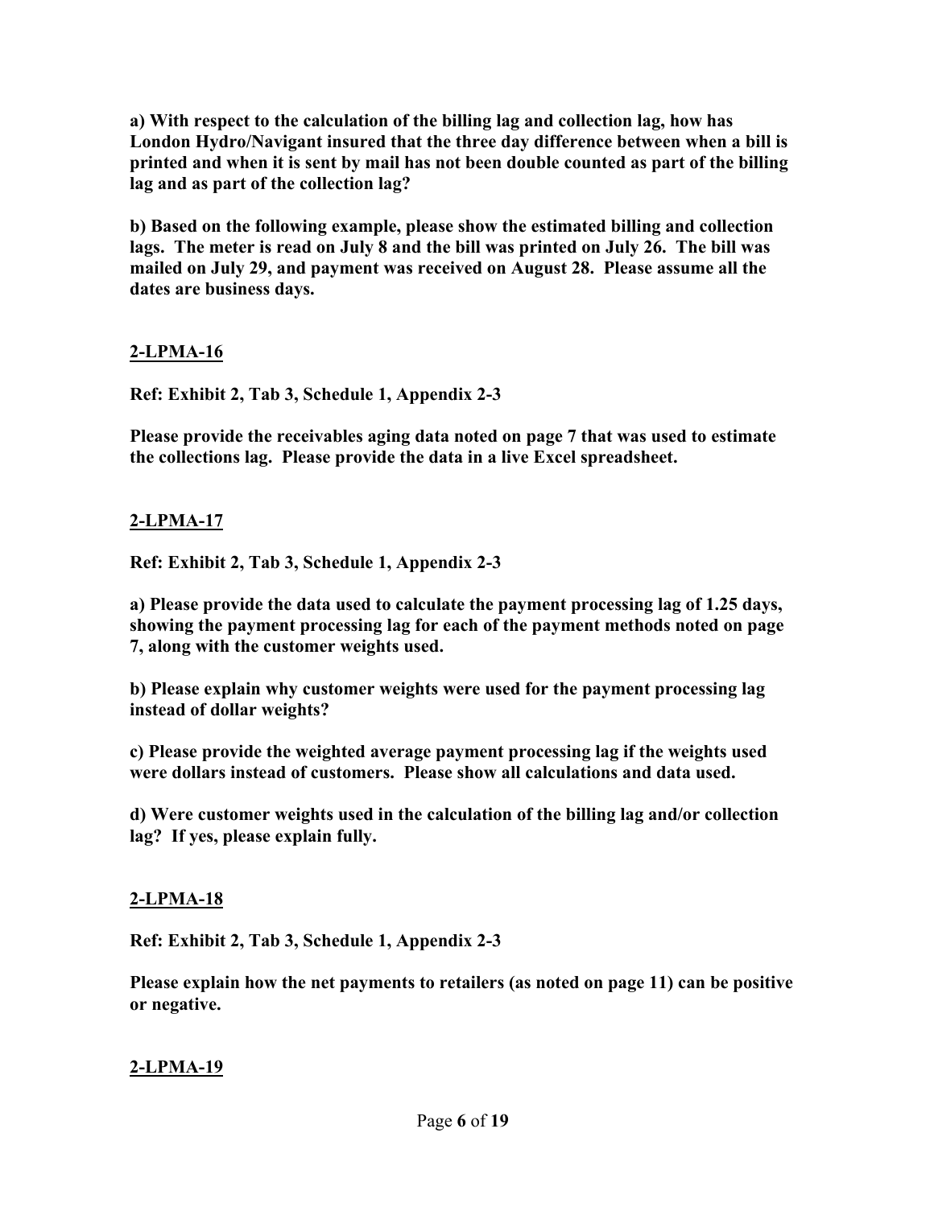**a) With respect to the calculation of the billing lag and collection lag, how has London Hydro/Navigant insured that the three day difference between when a bill is printed and when it is sent by mail has not been double counted as part of the billing lag and as part of the collection lag?**

**b) Based on the following example, please show the estimated billing and collection lags. The meter is read on July 8 and the bill was printed on July 26. The bill was mailed on July 29, and payment was received on August 28. Please assume all the dates are business days.**

## 2-LPMA-16

**Ref: Exhibit 2, Tab 3, Schedule 1, Appendix 2-3**

**Please provide the receivables aging data noted on page 7 that was used to estimate the collections lag. Please provide the data in a live Excel spreadsheet.**

## 2-LPMA-17

**Ref: Exhibit 2, Tab 3, Schedule 1, Appendix 2-3**

**a) Please provide the data used to calculate the payment processing lag of 1.25 days, showing the payment processing lag for each of the payment methods noted on page 7, along with the customer weights used.**

**b) Please explain why customer weights were used for the payment processing lag instead of dollar weights?**

**c) Please provide the weighted average payment processing lag if the weights used were dollars instead of customers. Please show all calculations and data used.**

**d) Were customer weights used in the calculation of the billing lag and/or collection lag? If yes, please explain fully.**

## 2-LPMA-18

**Ref: Exhibit 2, Tab 3, Schedule 1, Appendix 2-3**

**Please explain how the net payments to retailers (as noted on page 11) can be positive or negative.**

## 2-LPMA-19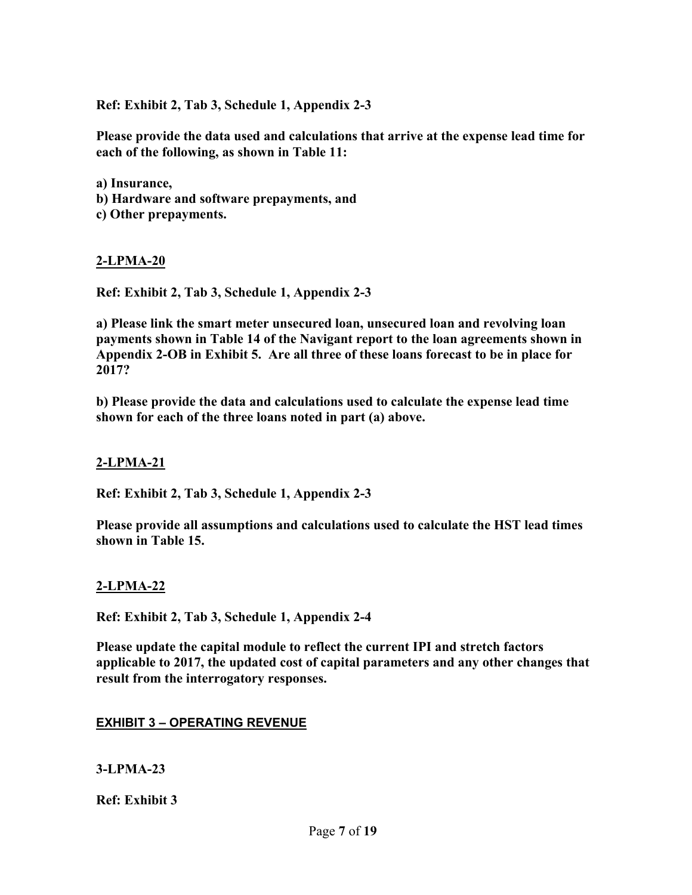**Ref: Exhibit 2, Tab 3, Schedule 1, Appendix 2-3**

**Please provide the data used and calculations that arrive at the expense lead time for each of the following, as shown in Table 11:**

**a) Insurance,**
**b) Hardware and software prepayments, and**
**c) Other prepayments.**

## 2-LPMA-20

**Ref: Exhibit 2, Tab 3, Schedule 1, Appendix 2-3**

**a) Please link the smart meter unsecured loan, unsecured loan and revolving loan payments shown in Table 14 of the Navigant report to the loan agreements shown in Appendix 2-OB in Exhibit 5. Are all three of these loans forecast to be in place for 2017?**

**b) Please provide the data and calculations used to calculate the expense lead time shown for each of the three loans noted in part (a) above.**

## 2-LPMA-21

**Ref: Exhibit 2, Tab 3, Schedule 1, Appendix 2-3**

**Please provide all assumptions and calculations used to calculate the HST lead times shown in Table 15.**

## 2-LPMA-22

**Ref: Exhibit 2, Tab 3, Schedule 1, Appendix 2-4**

**Please update the capital module to reflect the current IPI and stretch factors applicable to 2017, the updated cost of capital parameters and any other changes that result from the interrogatory responses.**

# EXHIBIT 3 – OPERATING REVENUE

## 3-LPMA-23

**Ref: Exhibit 3**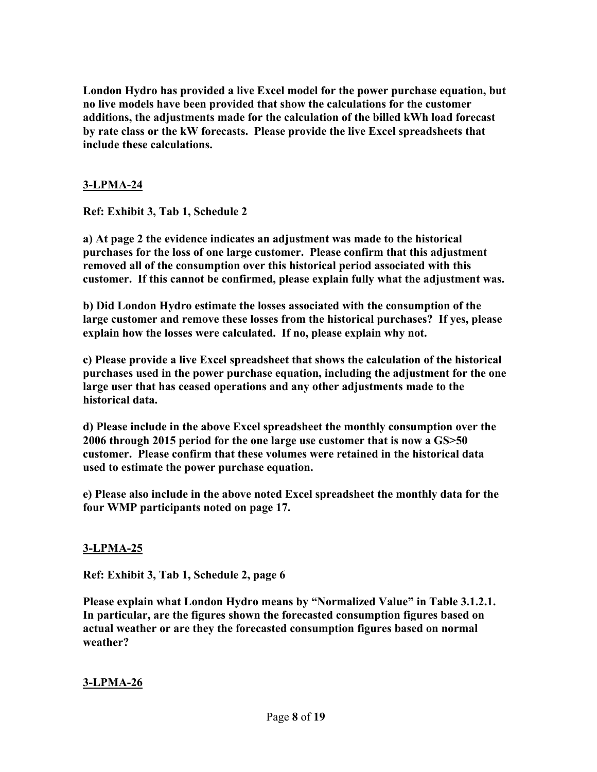**London Hydro has provided a live Excel model for the power purchase equation, but no live models have been provided that show the calculations for the customer additions, the adjustments made for the calculation of the billed kWh load forecast by rate class or the kW forecasts. Please provide the live Excel spreadsheets that include these calculations.**

## 3-LPMA-24

**Ref: Exhibit 3, Tab 1, Schedule 2**

**a) At page 2 the evidence indicates an adjustment was made to the historical purchases for the loss of one large customer. Please confirm that this adjustment removed all of the consumption over this historical period associated with this customer. If this cannot be confirmed, please explain fully what the adjustment was.**

**b) Did London Hydro estimate the losses associated with the consumption of the large customer and remove these losses from the historical purchases? If yes, please explain how the losses were calculated. If no, please explain why not.**

**c) Please provide a live Excel spreadsheet that shows the calculation of the historical purchases used in the power purchase equation, including the adjustment for the one large user that has ceased operations and any other adjustments made to the historical data.**

**d) Please include in the above Excel spreadsheet the monthly consumption over the 2006 through 2015 period for the one large use customer that is now a GS>50 customer. Please confirm that these volumes were retained in the historical data used to estimate the power purchase equation.**

**e) Please also include in the above noted Excel spreadsheet the monthly data for the four WMP participants noted on page 17.**

## 3-LPMA-25

**Ref: Exhibit 3, Tab 1, Schedule 2, page 6**

**Please explain what London Hydro means by "Normalized Value" in Table 3.1.2.1. In particular, are the figures shown the forecasted consumption figures based on actual weather or are they the forecasted consumption figures based on normal weather?**

## 3-LPMA-26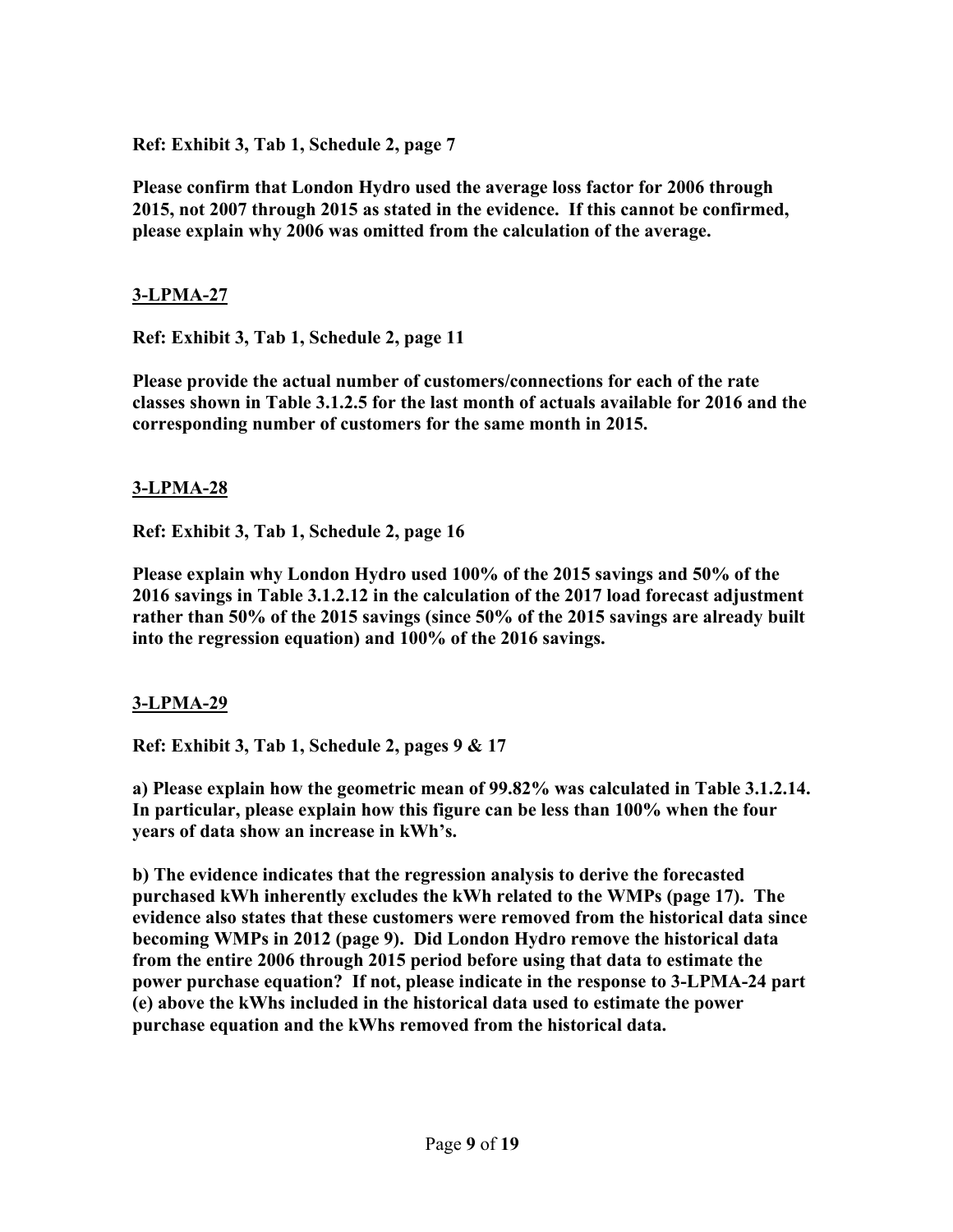**Ref: Exhibit 3, Tab 1, Schedule 2, page 7**

**Please confirm that London Hydro used the average loss factor for 2006 through 2015, not 2007 through 2015 as stated in the evidence. If this cannot be confirmed, please explain why 2006 was omitted from the calculation of the average.**

**3-LPMA-27**

**Ref: Exhibit 3, Tab 1, Schedule 2, page 11**

**Please provide the actual number of customers/connections for each of the rate classes shown in Table 3.1.2.5 for the last month of actuals available for 2016 and the corresponding number of customers for the same month in 2015.**

**3-LPMA-28**

**Ref: Exhibit 3, Tab 1, Schedule 2, page 16**

**Please explain why London Hydro used 100% of the 2015 savings and 50% of the 2016 savings in Table 3.1.2.12 in the calculation of the 2017 load forecast adjustment rather than 50% of the 2015 savings (since 50% of the 2015 savings are already built into the regression equation) and 100% of the 2016 savings.**

**3-LPMA-29**

**Ref: Exhibit 3, Tab 1, Schedule 2, pages 9 & 17**

**a) Please explain how the geometric mean of 99.82% was calculated in Table 3.1.2.14. In particular, please explain how this figure can be less than 100% when the four years of data show an increase in kWh's.**

**b) The evidence indicates that the regression analysis to derive the forecasted purchased kWh inherently excludes the kWh related to the WMPs (page 17). The evidence also states that these customers were removed from the historical data since becoming WMPs in 2012 (page 9). Did London Hydro remove the historical data from the entire 2006 through 2015 period before using that data to estimate the power purchase equation? If not, please indicate in the response to 3-LPMA-24 part (e) above the kWhs included in the historical data used to estimate the power purchase equation and the kWhs removed from the historical data.**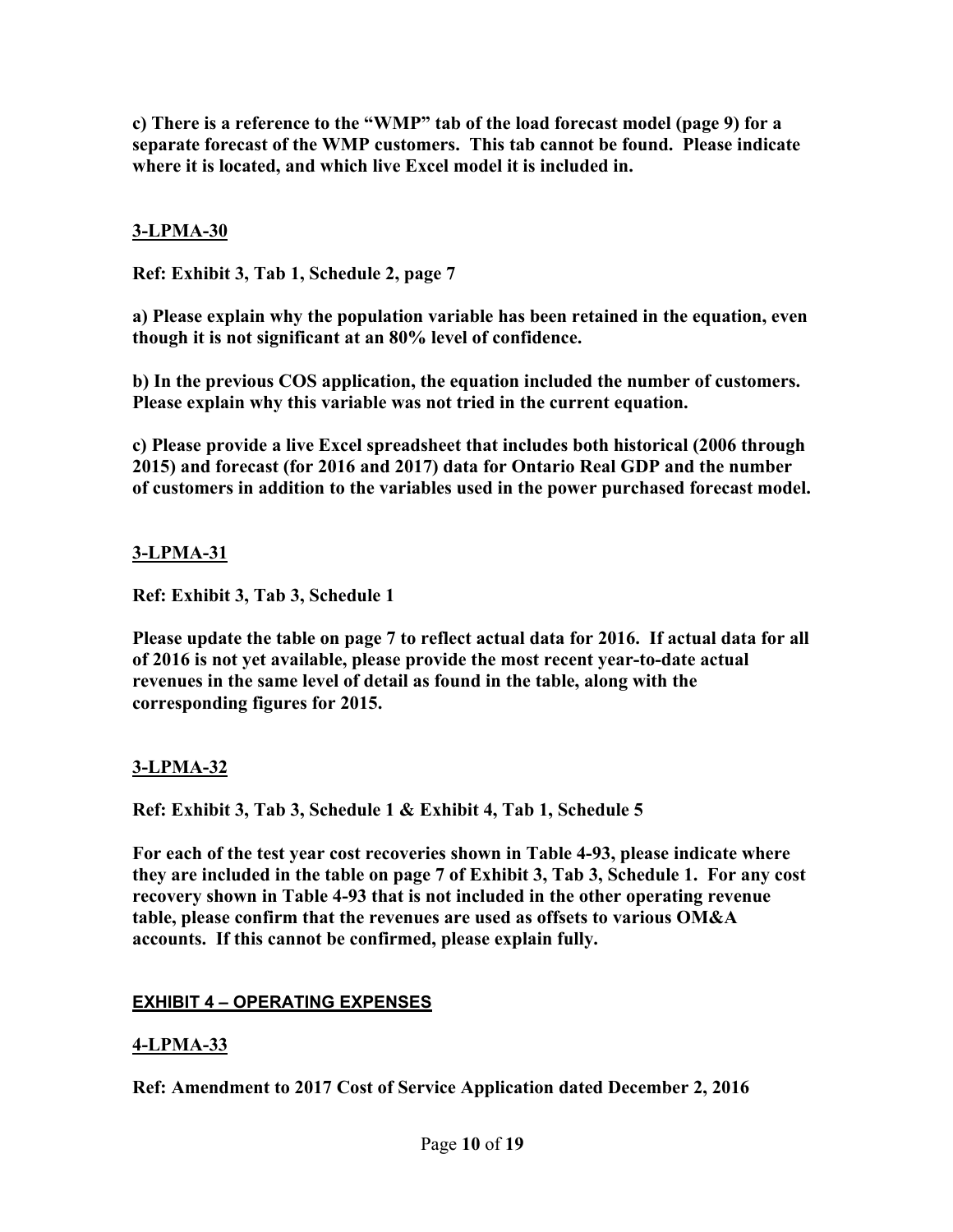**c) There is a reference to the "WMP" tab of the load forecast model (page 9) for a separate forecast of the WMP customers. This tab cannot be found. Please indicate where it is located, and which live Excel model it is included in.**

**3-LPMA-30**

**Ref: Exhibit 3, Tab 1, Schedule 2, page 7**

**a) Please explain why the population variable has been retained in the equation, even though it is not significant at an 80% level of confidence.**

**b) In the previous COS application, the equation included the number of customers. Please explain why this variable was not tried in the current equation.**

**c) Please provide a live Excel spreadsheet that includes both historical (2006 through 2015) and forecast (for 2016 and 2017) data for Ontario Real GDP and the number of customers in addition to the variables used in the power purchased forecast model.**

**3-LPMA-31**

**Ref: Exhibit 3, Tab 3, Schedule 1**

**Please update the table on page 7 to reflect actual data for 2016. If actual data for all of 2016 is not yet available, please provide the most recent year-to-date actual revenues in the same level of detail as found in the table, along with the corresponding figures for 2015.**

**3-LPMA-32**

**Ref: Exhibit 3, Tab 3, Schedule 1 & Exhibit 4, Tab 1, Schedule 5**

**For each of the test year cost recoveries shown in Table 4-93, please indicate where they are included in the table on page 7 of Exhibit 3, Tab 3, Schedule 1. For any cost recovery shown in Table 4-93 that is not included in the other operating revenue table, please confirm that the revenues are used as offsets to various OM&A accounts. If this cannot be confirmed, please explain fully.**

## EXHIBIT 4 – OPERATING EXPENSES

**4-LPMA-33**

**Ref: Amendment to 2017 Cost of Service Application dated December 2, 2016**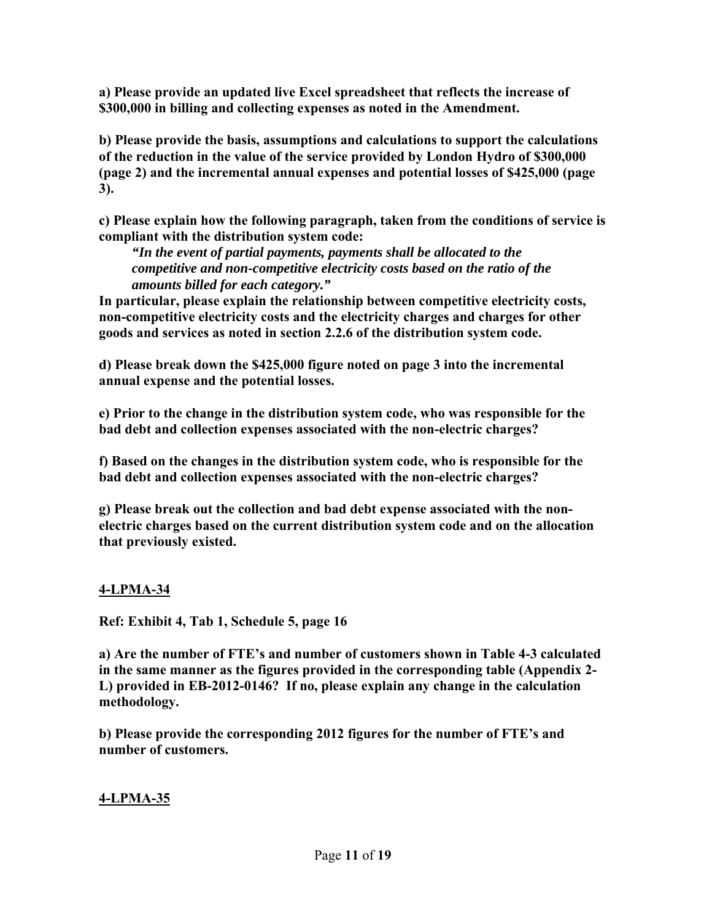**a) Please provide an updated live Excel spreadsheet that reflects the increase of \$300,000 in billing and collecting expenses as noted in the Amendment.**

**b) Please provide the basis, assumptions and calculations to support the calculations of the reduction in the value of the service provided by London Hydro of \$300,000 (page 2) and the incremental annual expenses and potential losses of \$425,000 (page 3).**

**c) Please explain how the following paragraph, taken from the conditions of service is compliant with the distribution system code:**

> ***"In the event of partial payments, payments shall be allocated to the competitive and non-competitive electricity costs based on the ratio of the amounts billed for each category."***

**In particular, please explain the relationship between competitive electricity costs, non-competitive electricity costs and the electricity charges and charges for other goods and services as noted in section 2.2.6 of the distribution system code.**

**d) Please break down the \$425,000 figure noted on page 3 into the incremental annual expense and the potential losses.**

**e) Prior to the change in the distribution system code, who was responsible for the bad debt and collection expenses associated with the non-electric charges?**

**f) Based on the changes in the distribution system code, who is responsible for the bad debt and collection expenses associated with the non-electric charges?**

**g) Please break out the collection and bad debt expense associated with the non-electric charges based on the current distribution system code and on the allocation that previously existed.**

## 4-LPMA-34

**Ref: Exhibit 4, Tab 1, Schedule 5, page 16**

**a) Are the number of FTE's and number of customers shown in Table 4-3 calculated in the same manner as the figures provided in the corresponding table (Appendix 2-L) provided in EB-2012-0146? If no, please explain any change in the calculation methodology.**

**b) Please provide the corresponding 2012 figures for the number of FTE's and number of customers.**

## 4-LPMA-35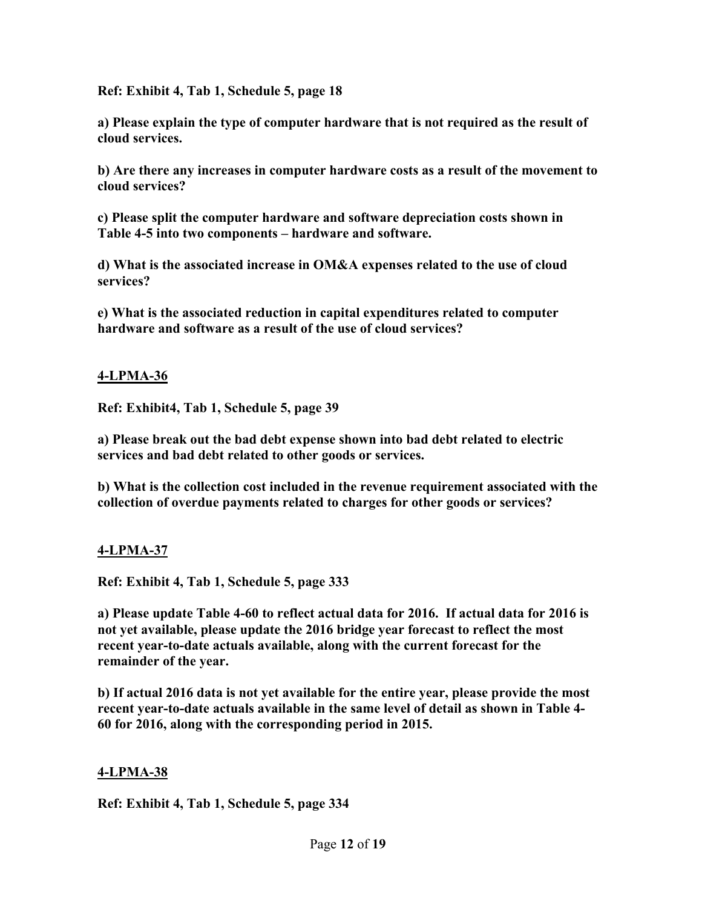**Ref: Exhibit 4, Tab 1, Schedule 5, page 18**

**a) Please explain the type of computer hardware that is not required as the result of cloud services.**

**b) Are there any increases in computer hardware costs as a result of the movement to cloud services?**

**c) Please split the computer hardware and software depreciation costs shown in Table 4-5 into two components – hardware and software.**

**d) What is the associated increase in OM&A expenses related to the use of cloud services?**

**e) What is the associated reduction in capital expenditures related to computer hardware and software as a result of the use of cloud services?**

## 4-LPMA-36

**Ref: Exhibit4, Tab 1, Schedule 5, page 39**

**a) Please break out the bad debt expense shown into bad debt related to electric services and bad debt related to other goods or services.**

**b) What is the collection cost included in the revenue requirement associated with the collection of overdue payments related to charges for other goods or services?**

## 4-LPMA-37

**Ref: Exhibit 4, Tab 1, Schedule 5, page 333**

**a) Please update Table 4-60 to reflect actual data for 2016. If actual data for 2016 is not yet available, please update the 2016 bridge year forecast to reflect the most recent year-to-date actuals available, along with the current forecast for the remainder of the year.**

**b) If actual 2016 data is not yet available for the entire year, please provide the most recent year-to-date actuals available in the same level of detail as shown in Table 4-60 for 2016, along with the corresponding period in 2015.**

## 4-LPMA-38

**Ref: Exhibit 4, Tab 1, Schedule 5, page 334**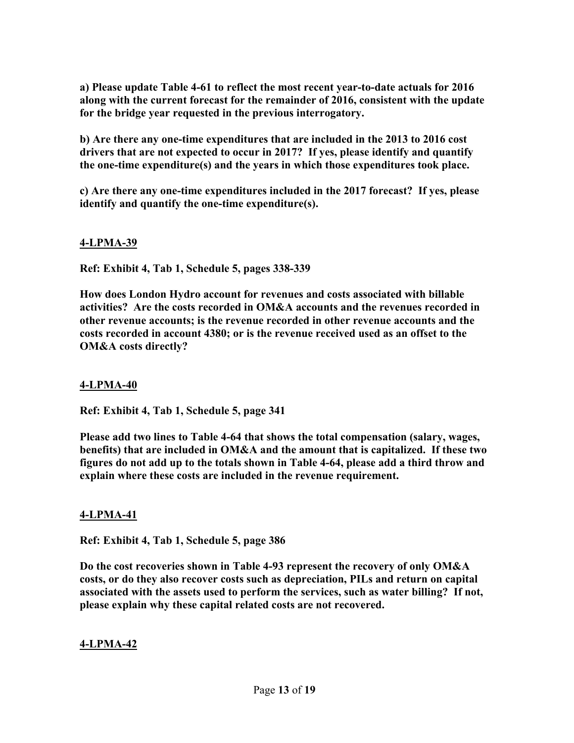**a) Please update Table 4-61 to reflect the most recent year-to-date actuals for 2016 along with the current forecast for the remainder of 2016, consistent with the update for the bridge year requested in the previous interrogatory.**

**b) Are there any one-time expenditures that are included in the 2013 to 2016 cost drivers that are not expected to occur in 2017? If yes, please identify and quantify the one-time expenditure(s) and the years in which those expenditures took place.**

**c) Are there any one-time expenditures included in the 2017 forecast? If yes, please identify and quantify the one-time expenditure(s).**

## **4-LPMA-39**

**Ref: Exhibit 4, Tab 1, Schedule 5, pages 338-339**

**How does London Hydro account for revenues and costs associated with billable activities? Are the costs recorded in OM&A accounts and the revenues recorded in other revenue accounts; is the revenue recorded in other revenue accounts and the costs recorded in account 4380; or is the revenue received used as an offset to the OM&A costs directly?**

## **4-LPMA-40**

**Ref: Exhibit 4, Tab 1, Schedule 5, page 341**

**Please add two lines to Table 4-64 that shows the total compensation (salary, wages, benefits) that are included in OM&A and the amount that is capitalized. If these two figures do not add up to the totals shown in Table 4-64, please add a third throw and explain where these costs are included in the revenue requirement.**

## **4-LPMA-41**

**Ref: Exhibit 4, Tab 1, Schedule 5, page 386**

**Do the cost recoveries shown in Table 4-93 represent the recovery of only OM&A costs, or do they also recover costs such as depreciation, PILs and return on capital associated with the assets used to perform the services, such as water billing? If not, please explain why these capital related costs are not recovered.**

## **4-LPMA-42**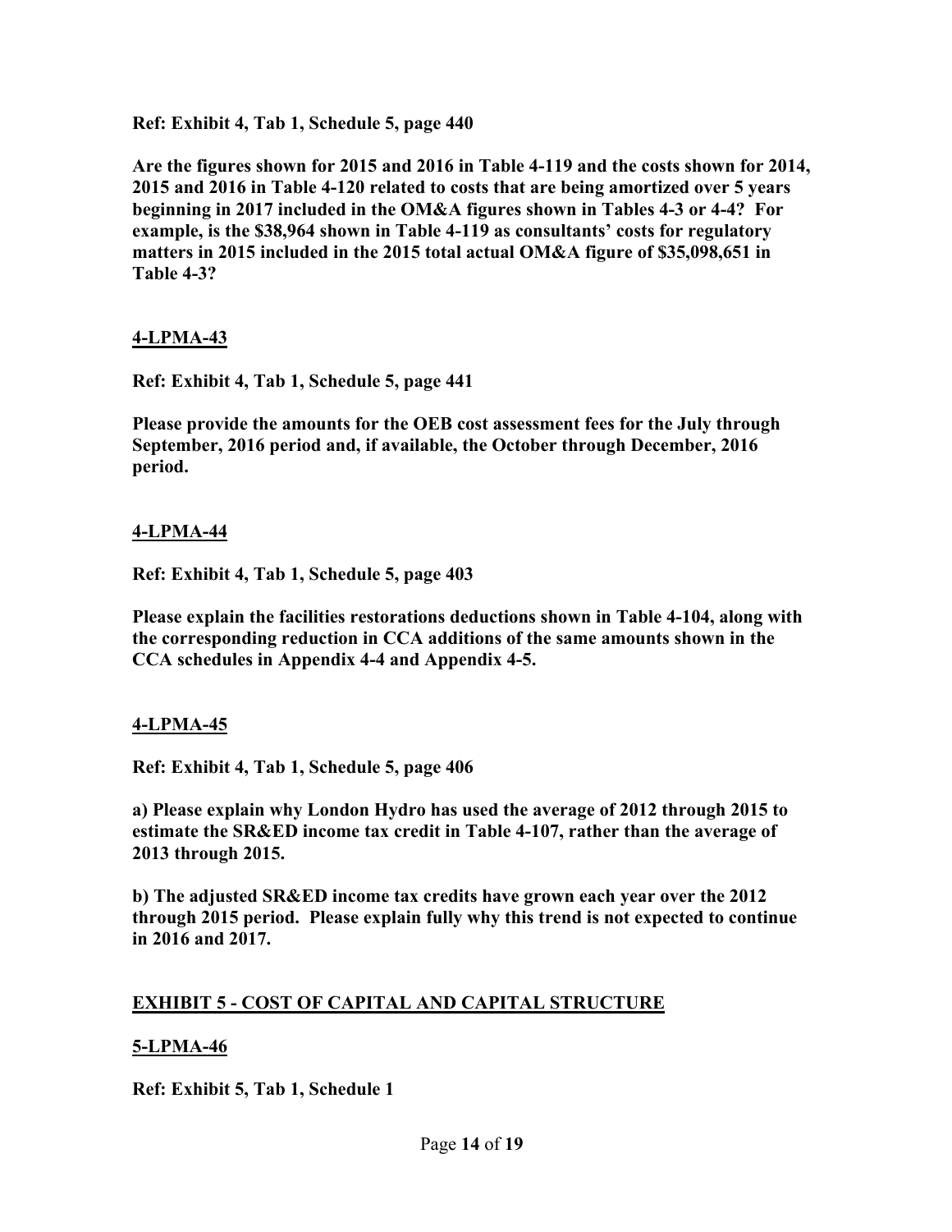**Ref: Exhibit 4, Tab 1, Schedule 5, page 440**

**Are the figures shown for 2015 and 2016 in Table 4-119 and the costs shown for 2014, 2015 and 2016 in Table 4-120 related to costs that are being amortized over 5 years beginning in 2017 included in the OM&A figures shown in Tables 4-3 or 4-4? For example, is the $38,964 shown in Table 4-119 as consultants' costs for regulatory matters in 2015 included in the 2015 total actual OM&A figure of $35,098,651 in Table 4-3?**

## 4-LPMA-43

**Ref: Exhibit 4, Tab 1, Schedule 5, page 441**

**Please provide the amounts for the OEB cost assessment fees for the July through September, 2016 period and, if available, the October through December, 2016 period.**

## 4-LPMA-44

**Ref: Exhibit 4, Tab 1, Schedule 5, page 403**

**Please explain the facilities restorations deductions shown in Table 4-104, along with the corresponding reduction in CCA additions of the same amounts shown in the CCA schedules in Appendix 4-4 and Appendix 4-5.**

## 4-LPMA-45

**Ref: Exhibit 4, Tab 1, Schedule 5, page 406**

**a) Please explain why London Hydro has used the average of 2012 through 2015 to estimate the SR&ED income tax credit in Table 4-107, rather than the average of 2013 through 2015.**

**b) The adjusted SR&ED income tax credits have grown each year over the 2012 through 2015 period. Please explain fully why this trend is not expected to continue in 2016 and 2017.**

# EXHIBIT 5 - COST OF CAPITAL AND CAPITAL STRUCTURE

## 5-LPMA-46

**Ref: Exhibit 5, Tab 1, Schedule 1**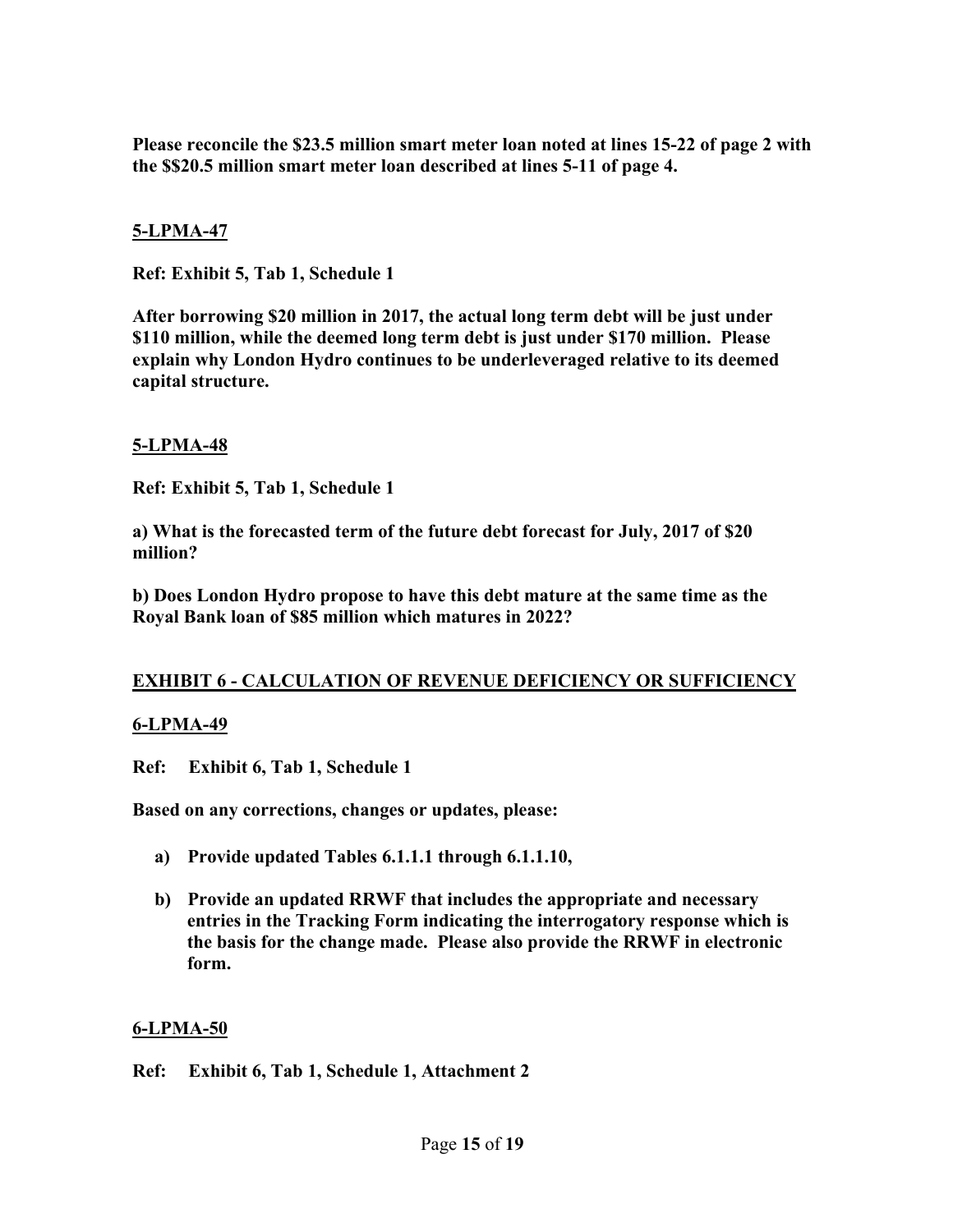**Please reconcile the $23.5 million smart meter loan noted at lines 15-22 of page 2 with the $$20.5 million smart meter loan described at lines 5-11 of page 4.**

**5-LPMA-47**

**Ref: Exhibit 5, Tab 1, Schedule 1**

**After borrowing $20 million in 2017, the actual long term debt will be just under $110 million, while the deemed long term debt is just under $170 million. Please explain why London Hydro continues to be underleveraged relative to its deemed capital structure.**

**5-LPMA-48**

**Ref: Exhibit 5, Tab 1, Schedule 1**

**a) What is the forecasted term of the future debt forecast for July, 2017 of $20 million?**

**b) Does London Hydro propose to have this debt mature at the same time as the Royal Bank loan of $85 million which matures in 2022?**

## EXHIBIT 6 - CALCULATION OF REVENUE DEFICIENCY OR SUFFICIENCY

**6-LPMA-49**

**Ref: Exhibit 6, Tab 1, Schedule 1**

**Based on any corrections, changes or updates, please:**

**a) Provide updated Tables 6.1.1.1 through 6.1.1.10,**

**b) Provide an updated RRWF that includes the appropriate and necessary entries in the Tracking Form indicating the interrogatory response which is the basis for the change made. Please also provide the RRWF in electronic form.**

**6-LPMA-50**

**Ref: Exhibit 6, Tab 1, Schedule 1, Attachment 2**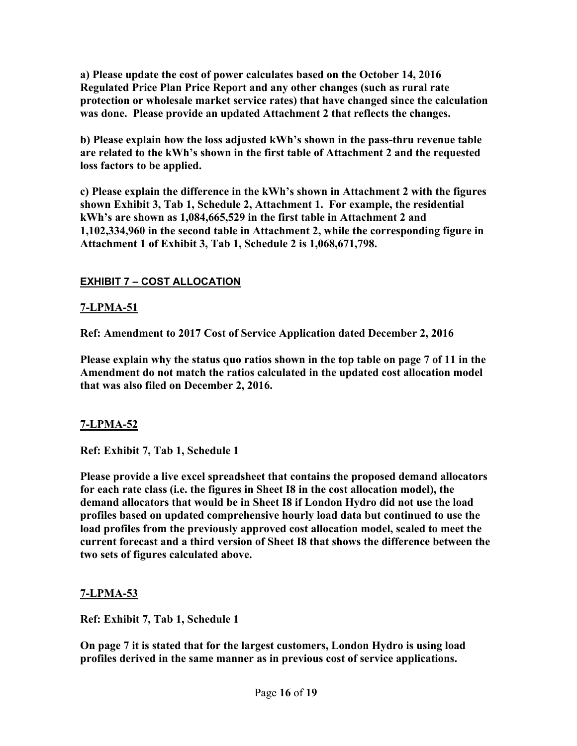**a) Please update the cost of power calculates based on the October 14, 2016 Regulated Price Plan Price Report and any other changes (such as rural rate protection or wholesale market service rates) that have changed since the calculation was done. Please provide an updated Attachment 2 that reflects the changes.**

**b) Please explain how the loss adjusted kWh's shown in the pass-thru revenue table are related to the kWh's shown in the first table of Attachment 2 and the requested loss factors to be applied.**

**c) Please explain the difference in the kWh's shown in Attachment 2 with the figures shown Exhibit 3, Tab 1, Schedule 2, Attachment 1. For example, the residential kWh's are shown as 1,084,665,529 in the first table in Attachment 2 and 1,102,334,960 in the second table in Attachment 2, while the corresponding figure in Attachment 1 of Exhibit 3, Tab 1, Schedule 2 is 1,068,671,798.**

## EXHIBIT 7 – COST ALLOCATION

### 7-LPMA-51

**Ref: Amendment to 2017 Cost of Service Application dated December 2, 2016**

**Please explain why the status quo ratios shown in the top table on page 7 of 11 in the Amendment do not match the ratios calculated in the updated cost allocation model that was also filed on December 2, 2016.**

### 7-LPMA-52

**Ref: Exhibit 7, Tab 1, Schedule 1**

**Please provide a live excel spreadsheet that contains the proposed demand allocators for each rate class (i.e. the figures in Sheet I8 in the cost allocation model), the demand allocators that would be in Sheet I8 if London Hydro did not use the load profiles based on updated comprehensive hourly load data but continued to use the load profiles from the previously approved cost allocation model, scaled to meet the current forecast and a third version of Sheet I8 that shows the difference between the two sets of figures calculated above.**

### 7-LPMA-53

**Ref: Exhibit 7, Tab 1, Schedule 1**

**On page 7 it is stated that for the largest customers, London Hydro is using load profiles derived in the same manner as in previous cost of service applications.**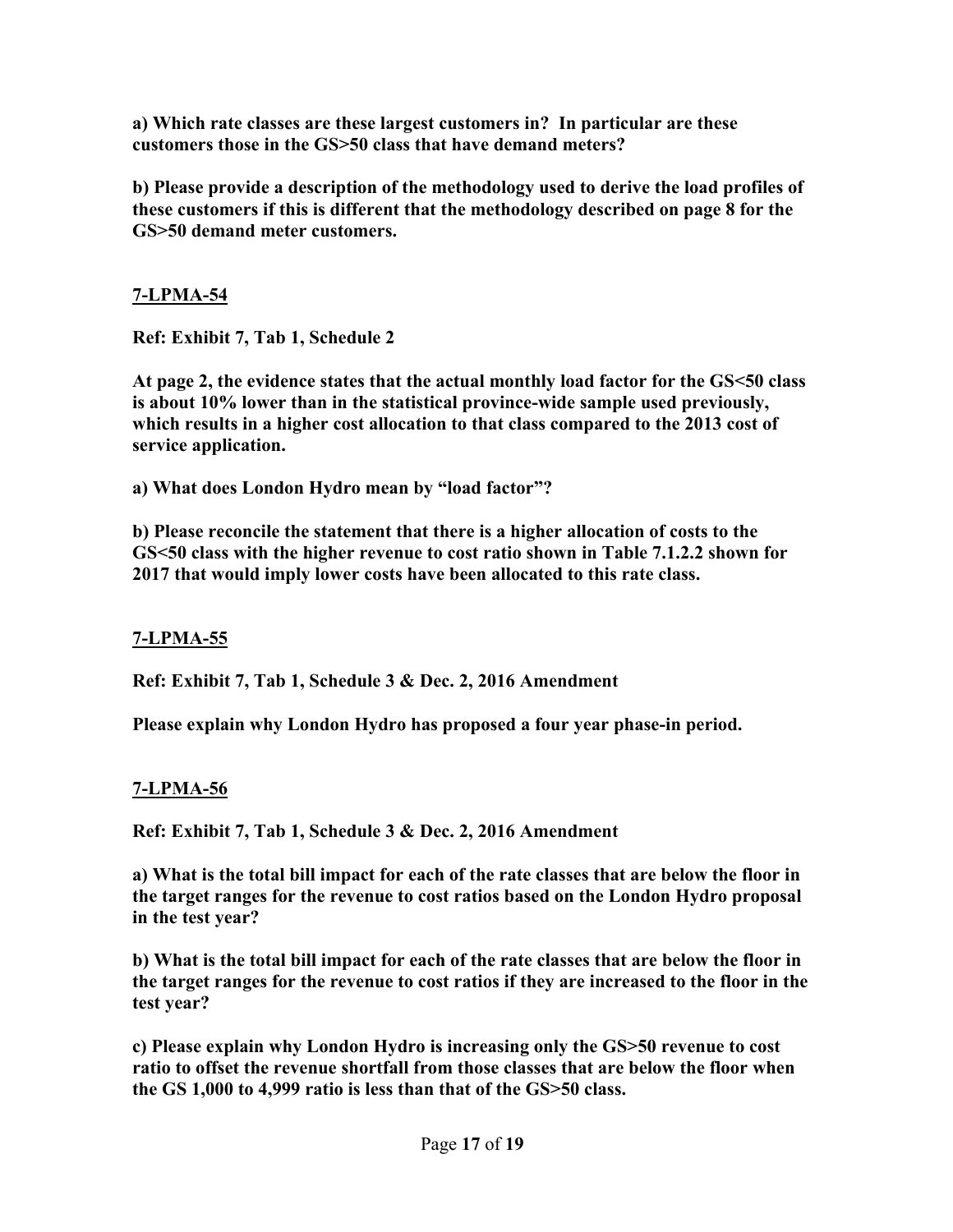**a) Which rate classes are these largest customers in? In particular are these customers those in the GS>50 class that have demand meters?**

**b) Please provide a description of the methodology used to derive the load profiles of these customers if this is different that the methodology described on page 8 for the GS>50 demand meter customers.**

## 7-LPMA-54

**Ref: Exhibit 7, Tab 1, Schedule 2**

**At page 2, the evidence states that the actual monthly load factor for the GS<50 class is about 10% lower than in the statistical province-wide sample used previously, which results in a higher cost allocation to that class compared to the 2013 cost of service application.**

**a) What does London Hydro mean by "load factor"?**

**b) Please reconcile the statement that there is a higher allocation of costs to the GS<50 class with the higher revenue to cost ratio shown in Table 7.1.2.2 shown for 2017 that would imply lower costs have been allocated to this rate class.**

## 7-LPMA-55

**Ref: Exhibit 7, Tab 1, Schedule 3 & Dec. 2, 2016 Amendment**

**Please explain why London Hydro has proposed a four year phase-in period.**

## 7-LPMA-56

**Ref: Exhibit 7, Tab 1, Schedule 3 & Dec. 2, 2016 Amendment**

**a) What is the total bill impact for each of the rate classes that are below the floor in the target ranges for the revenue to cost ratios based on the London Hydro proposal in the test year?**

**b) What is the total bill impact for each of the rate classes that are below the floor in the target ranges for the revenue to cost ratios if they are increased to the floor in the test year?**

**c) Please explain why London Hydro is increasing only the GS>50 revenue to cost ratio to offset the revenue shortfall from those classes that are below the floor when the GS 1,000 to 4,999 ratio is less than that of the GS>50 class.**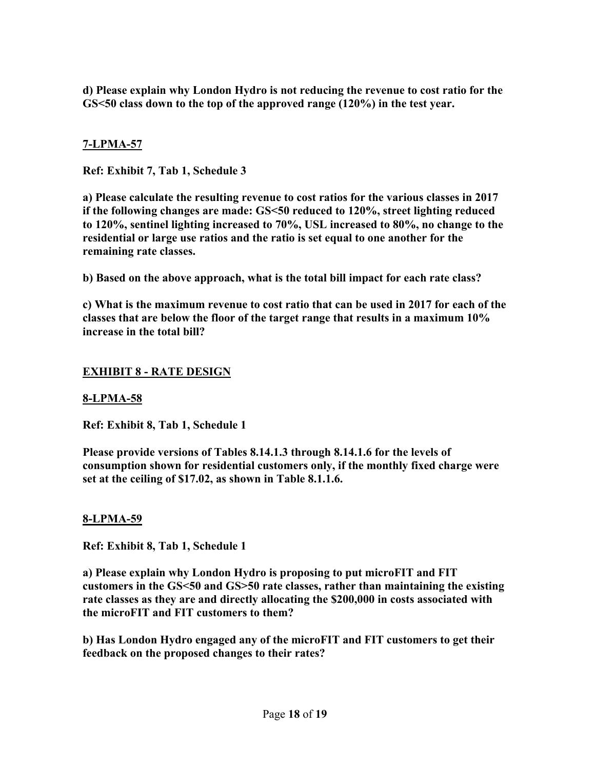**d) Please explain why London Hydro is not reducing the revenue to cost ratio for the GS<50 class down to the top of the approved range (120%) in the test year.**

## 7-LPMA-57

**Ref: Exhibit 7, Tab 1, Schedule 3**

**a) Please calculate the resulting revenue to cost ratios for the various classes in 2017 if the following changes are made: GS<50 reduced to 120%, street lighting reduced to 120%, sentinel lighting increased to 70%, USL increased to 80%, no change to the residential or large use ratios and the ratio is set equal to one another for the remaining rate classes.**

**b) Based on the above approach, what is the total bill impact for each rate class?**

**c) What is the maximum revenue to cost ratio that can be used in 2017 for each of the classes that are below the floor of the target range that results in a maximum 10% increase in the total bill?**

# EXHIBIT 8 - RATE DESIGN

## 8-LPMA-58

**Ref: Exhibit 8, Tab 1, Schedule 1**

**Please provide versions of Tables 8.14.1.3 through 8.14.1.6 for the levels of consumption shown for residential customers only, if the monthly fixed charge were set at the ceiling of $17.02, as shown in Table 8.1.1.6.**

## 8-LPMA-59

**Ref: Exhibit 8, Tab 1, Schedule 1**

**a) Please explain why London Hydro is proposing to put microFIT and FIT customers in the GS<50 and GS>50 rate classes, rather than maintaining the existing rate classes as they are and directly allocating the $200,000 in costs associated with the microFIT and FIT customers to them?**

**b) Has London Hydro engaged any of the microFIT and FIT customers to get their feedback on the proposed changes to their rates?**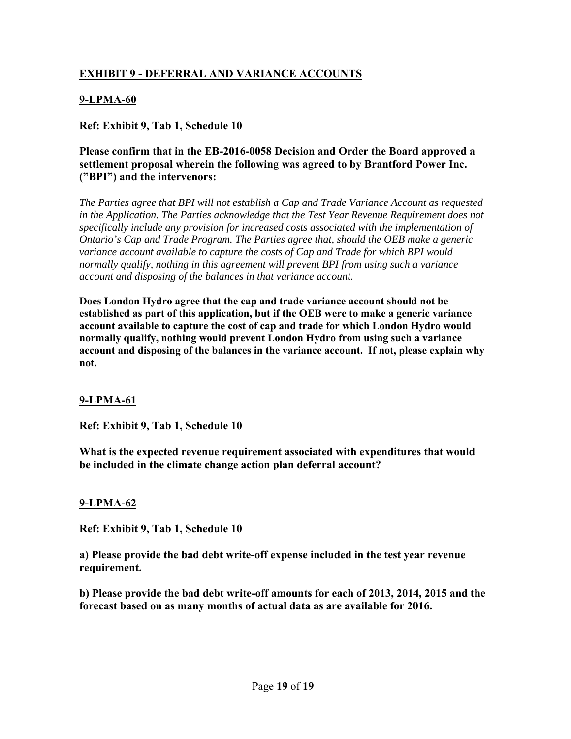## EXHIBIT 9 - DEFERRAL AND VARIANCE ACCOUNTS

### 9-LPMA-60

**Ref: Exhibit 9, Tab 1, Schedule 10**

**Please confirm that in the EB-2016-0058 Decision and Order the Board approved a settlement proposal wherein the following was agreed to by Brantford Power Inc. ("BPI") and the intervenors:**

*The Parties agree that BPI will not establish a Cap and Trade Variance Account as requested in the Application. The Parties acknowledge that the Test Year Revenue Requirement does not specifically include any provision for increased costs associated with the implementation of Ontario's Cap and Trade Program. The Parties agree that, should the OEB make a generic variance account available to capture the costs of Cap and Trade for which BPI would normally qualify, nothing in this agreement will prevent BPI from using such a variance account and disposing of the balances in that variance account.*

**Does London Hydro agree that the cap and trade variance account should not be established as part of this application, but if the OEB were to make a generic variance account available to capture the cost of cap and trade for which London Hydro would normally qualify, nothing would prevent London Hydro from using such a variance account and disposing of the balances in the variance account. If not, please explain why not.**

### 9-LPMA-61

**Ref: Exhibit 9, Tab 1, Schedule 10**

**What is the expected revenue requirement associated with expenditures that would be included in the climate change action plan deferral account?**

### 9-LPMA-62

**Ref: Exhibit 9, Tab 1, Schedule 10**

**a) Please provide the bad debt write-off expense included in the test year revenue requirement.**

**b) Please provide the bad debt write-off amounts for each of 2013, 2014, 2015 and the forecast based on as many months of actual data as are available for 2016.**